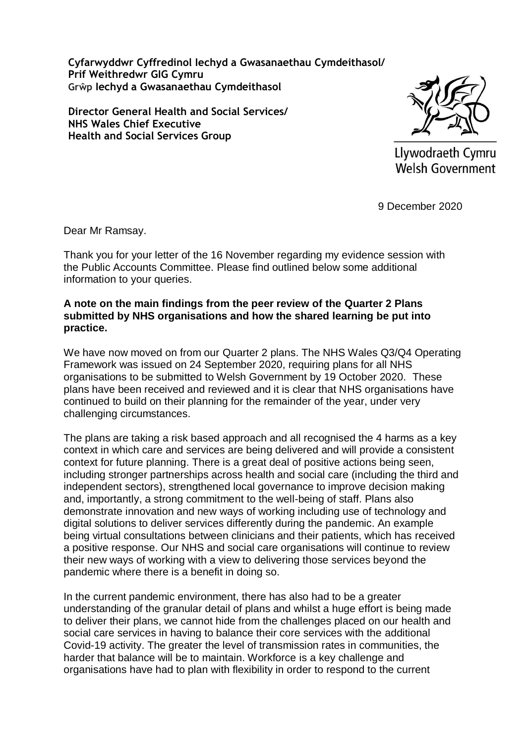**Cyfarwyddwr Cyffredinol Iechyd a Gwasanaethau Cymdeithasol/**
**Prif Weithredwr GIG Cymru**
**Grŵp Iechyd a Gwasanaethau Cymdeithasol**

**Director General Health and Social Services/**
**NHS Wales Chief Executive**
**Health and Social Services Group**

Llywodraeth Cymru
Welsh Government

9 December 2020

Dear Mr Ramsay.

Thank you for your letter of the 16 November regarding my evidence session with the Public Accounts Committee. Please find outlined below some additional information to your queries.

**A note on the main findings from the peer review of the Quarter 2 Plans submitted by NHS organisations and how the shared learning be put into practice.**

We have now moved on from our Quarter 2 plans. The NHS Wales Q3/Q4 Operating Framework was issued on 24 September 2020, requiring plans for all NHS organisations to be submitted to Welsh Government by 19 October 2020. These plans have been received and reviewed and it is clear that NHS organisations have continued to build on their planning for the remainder of the year, under very challenging circumstances.

The plans are taking a risk based approach and all recognised the 4 harms as a key context in which care and services are being delivered and will provide a consistent context for future planning. There is a great deal of positive actions being seen, including stronger partnerships across health and social care (including the third and independent sectors), strengthened local governance to improve decision making and, importantly, a strong commitment to the well-being of staff. Plans also demonstrate innovation and new ways of working including use of technology and digital solutions to deliver services differently during the pandemic. An example being virtual consultations between clinicians and their patients, which has received a positive response. Our NHS and social care organisations will continue to review their new ways of working with a view to delivering those services beyond the pandemic where there is a benefit in doing so.

In the current pandemic environment, there has also had to be a greater understanding of the granular detail of plans and whilst a huge effort is being made to deliver their plans, we cannot hide from the challenges placed on our health and social care services in having to balance their core services with the additional Covid-19 activity. The greater the level of transmission rates in communities, the harder that balance will be to maintain. Workforce is a key challenge and organisations have had to plan with flexibility in order to respond to the current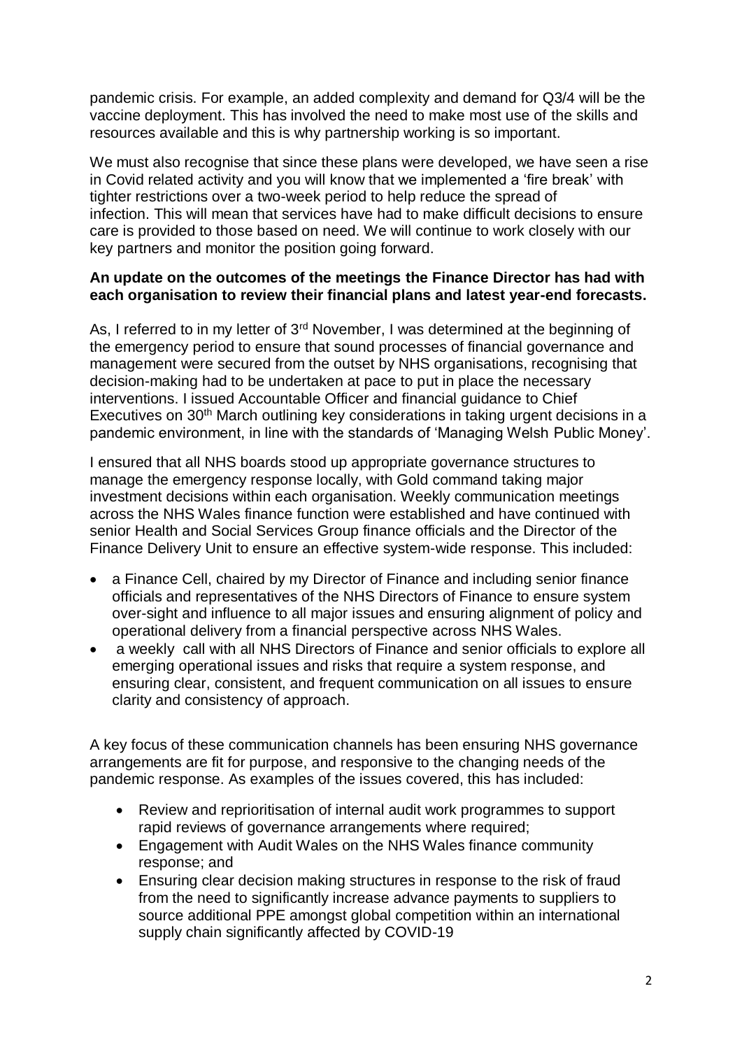pandemic crisis. For example, an added complexity and demand for Q3/4 will be the vaccine deployment. This has involved the need to make most use of the skills and resources available and this is why partnership working is so important.

We must also recognise that since these plans were developed, we have seen a rise in Covid related activity and you will know that we implemented a 'fire break' with tighter restrictions over a two-week period to help reduce the spread of infection. This will mean that services have had to make difficult decisions to ensure care is provided to those based on need. We will continue to work closely with our key partners and monitor the position going forward.

**An update on the outcomes of the meetings the Finance Director has had with each organisation to review their financial plans and latest year-end forecasts.**

As, I referred to in my letter of 3rd November, I was determined at the beginning of the emergency period to ensure that sound processes of financial governance and management were secured from the outset by NHS organisations, recognising that decision-making had to be undertaken at pace to put in place the necessary interventions. I issued Accountable Officer and financial guidance to Chief Executives on 30th March outlining key considerations in taking urgent decisions in a pandemic environment, in line with the standards of 'Managing Welsh Public Money'.

I ensured that all NHS boards stood up appropriate governance structures to manage the emergency response locally, with Gold command taking major investment decisions within each organisation. Weekly communication meetings across the NHS Wales finance function were established and have continued with senior Health and Social Services Group finance officials and the Director of the Finance Delivery Unit to ensure an effective system-wide response. This included:

- a Finance Cell, chaired by my Director of Finance and including senior finance officials and representatives of the NHS Directors of Finance to ensure system over-sight and influence to all major issues and ensuring alignment of policy and operational delivery from a financial perspective across NHS Wales.
- a weekly call with all NHS Directors of Finance and senior officials to explore all emerging operational issues and risks that require a system response, and ensuring clear, consistent, and frequent communication on all issues to ensure clarity and consistency of approach.

A key focus of these communication channels has been ensuring NHS governance arrangements are fit for purpose, and responsive to the changing needs of the pandemic response. As examples of the issues covered, this has included:

- Review and reprioritisation of internal audit work programmes to support rapid reviews of governance arrangements where required;
- Engagement with Audit Wales on the NHS Wales finance community response; and
- Ensuring clear decision making structures in response to the risk of fraud from the need to significantly increase advance payments to suppliers to source additional PPE amongst global competition within an international supply chain significantly affected by COVID-19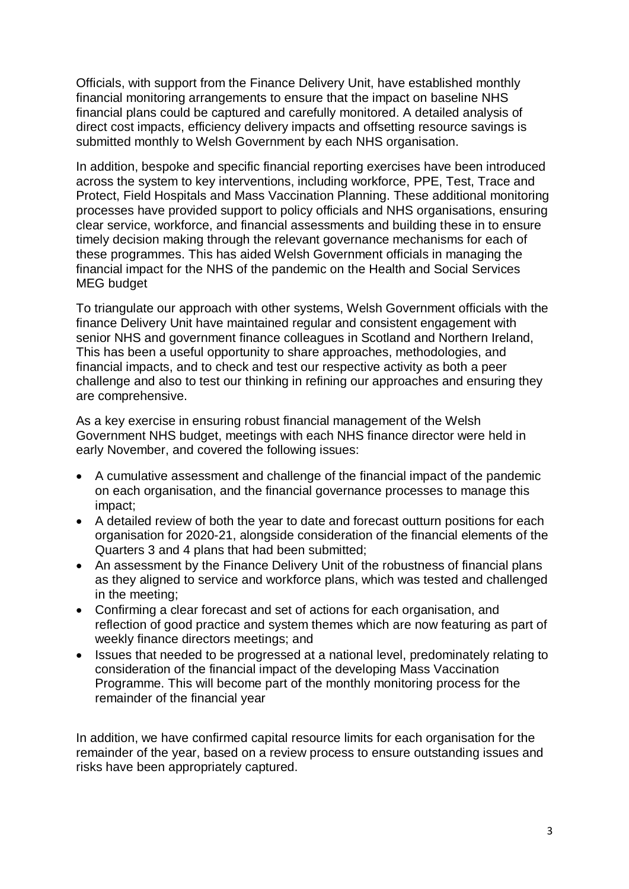Officials, with support from the Finance Delivery Unit, have established monthly financial monitoring arrangements to ensure that the impact on baseline NHS financial plans could be captured and carefully monitored. A detailed analysis of direct cost impacts, efficiency delivery impacts and offsetting resource savings is submitted monthly to Welsh Government by each NHS organisation.

In addition, bespoke and specific financial reporting exercises have been introduced across the system to key interventions, including workforce, PPE, Test, Trace and Protect, Field Hospitals and Mass Vaccination Planning. These additional monitoring processes have provided support to policy officials and NHS organisations, ensuring clear service, workforce, and financial assessments and building these in to ensure timely decision making through the relevant governance mechanisms for each of these programmes. This has aided Welsh Government officials in managing the financial impact for the NHS of the pandemic on the Health and Social Services MEG budget

To triangulate our approach with other systems, Welsh Government officials with the finance Delivery Unit have maintained regular and consistent engagement with senior NHS and government finance colleagues in Scotland and Northern Ireland, This has been a useful opportunity to share approaches, methodologies, and financial impacts, and to check and test our respective activity as both a peer challenge and also to test our thinking in refining our approaches and ensuring they are comprehensive.

As a key exercise in ensuring robust financial management of the Welsh Government NHS budget, meetings with each NHS finance director were held in early November, and covered the following issues:

- A cumulative assessment and challenge of the financial impact of the pandemic on each organisation, and the financial governance processes to manage this impact;
- A detailed review of both the year to date and forecast outturn positions for each organisation for 2020-21, alongside consideration of the financial elements of the Quarters 3 and 4 plans that had been submitted;
- An assessment by the Finance Delivery Unit of the robustness of financial plans as they aligned to service and workforce plans, which was tested and challenged in the meeting;
- Confirming a clear forecast and set of actions for each organisation, and reflection of good practice and system themes which are now featuring as part of weekly finance directors meetings; and
- Issues that needed to be progressed at a national level, predominately relating to consideration of the financial impact of the developing Mass Vaccination Programme. This will become part of the monthly monitoring process for the remainder of the financial year

In addition, we have confirmed capital resource limits for each organisation for the remainder of the year, based on a review process to ensure outstanding issues and risks have been appropriately captured.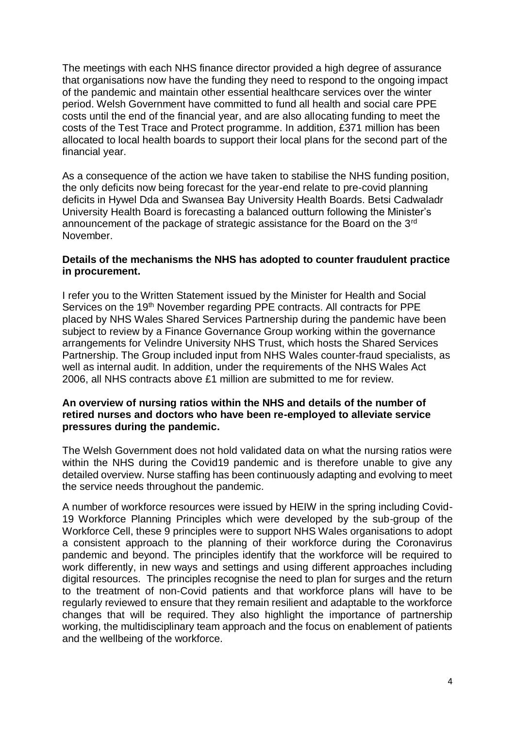The meetings with each NHS finance director provided a high degree of assurance that organisations now have the funding they need to respond to the ongoing impact of the pandemic and maintain other essential healthcare services over the winter period. Welsh Government have committed to fund all health and social care PPE costs until the end of the financial year, and are also allocating funding to meet the costs of the Test Trace and Protect programme. In addition, £371 million has been allocated to local health boards to support their local plans for the second part of the financial year.

As a consequence of the action we have taken to stabilise the NHS funding position, the only deficits now being forecast for the year-end relate to pre-covid planning deficits in Hywel Dda and Swansea Bay University Health Boards. Betsi Cadwaladr University Health Board is forecasting a balanced outturn following the Minister's announcement of the package of strategic assistance for the Board on the 3rd November.

**Details of the mechanisms the NHS has adopted to counter fraudulent practice in procurement.**

I refer you to the Written Statement issued by the Minister for Health and Social Services on the 19th November regarding PPE contracts. All contracts for PPE placed by NHS Wales Shared Services Partnership during the pandemic have been subject to review by a Finance Governance Group working within the governance arrangements for Velindre University NHS Trust, which hosts the Shared Services Partnership. The Group included input from NHS Wales counter-fraud specialists, as well as internal audit. In addition, under the requirements of the NHS Wales Act 2006, all NHS contracts above £1 million are submitted to me for review.

**An overview of nursing ratios within the NHS and details of the number of retired nurses and doctors who have been re-employed to alleviate service pressures during the pandemic.**

The Welsh Government does not hold validated data on what the nursing ratios were within the NHS during the Covid19 pandemic and is therefore unable to give any detailed overview. Nurse staffing has been continuously adapting and evolving to meet the service needs throughout the pandemic.

A number of workforce resources were issued by HEIW in the spring including Covid-19 Workforce Planning Principles which were developed by the sub-group of the Workforce Cell, these 9 principles were to support NHS Wales organisations to adopt a consistent approach to the planning of their workforce during the Coronavirus pandemic and beyond. The principles identify that the workforce will be required to work differently, in new ways and settings and using different approaches including digital resources. The principles recognise the need to plan for surges and the return to the treatment of non-Covid patients and that workforce plans will have to be regularly reviewed to ensure that they remain resilient and adaptable to the workforce changes that will be required. They also highlight the importance of partnership working, the multidisciplinary team approach and the focus on enablement of patients and the wellbeing of the workforce.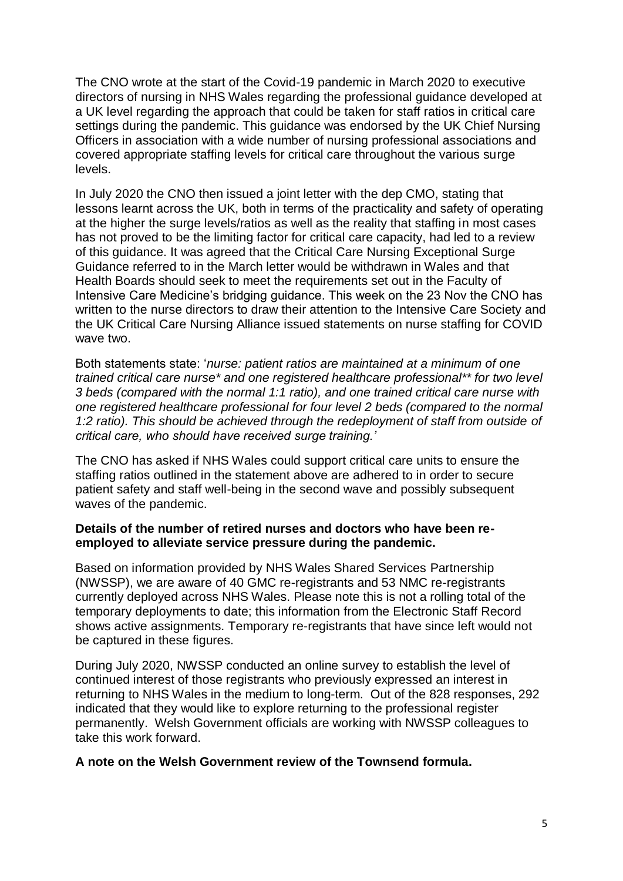The CNO wrote at the start of the Covid-19 pandemic in March 2020 to executive directors of nursing in NHS Wales regarding the professional guidance developed at a UK level regarding the approach that could be taken for staff ratios in critical care settings during the pandemic. This guidance was endorsed by the UK Chief Nursing Officers in association with a wide number of nursing professional associations and covered appropriate staffing levels for critical care throughout the various surge levels.

In July 2020 the CNO then issued a joint letter with the dep CMO, stating that lessons learnt across the UK, both in terms of the practicality and safety of operating at the higher the surge levels/ratios as well as the reality that staffing in most cases has not proved to be the limiting factor for critical care capacity, had led to a review of this guidance. It was agreed that the Critical Care Nursing Exceptional Surge Guidance referred to in the March letter would be withdrawn in Wales and that Health Boards should seek to meet the requirements set out in the Faculty of Intensive Care Medicine's bridging guidance. This week on the 23 Nov the CNO has written to the nurse directors to draw their attention to the Intensive Care Society and the UK Critical Care Nursing Alliance issued statements on nurse staffing for COVID wave two.

Both statements state: '*nurse: patient ratios are maintained at a minimum of one trained critical care nurse* and one registered healthcare professional** for two level 3 beds (compared with the normal 1:1 ratio), and one trained critical care nurse with one registered healthcare professional for four level 2 beds (compared to the normal 1:2 ratio). This should be achieved through the redeployment of staff from outside of critical care, who should have received surge training.*'

The CNO has asked if NHS Wales could support critical care units to ensure the staffing ratios outlined in the statement above are adhered to in order to secure patient safety and staff well-being in the second wave and possibly subsequent waves of the pandemic.

**Details of the number of retired nurses and doctors who have been re-employed to alleviate service pressure during the pandemic.**

Based on information provided by NHS Wales Shared Services Partnership (NWSSP), we are aware of 40 GMC re-registrants and 53 NMC re-registrants currently deployed across NHS Wales. Please note this is not a rolling total of the temporary deployments to date; this information from the Electronic Staff Record shows active assignments. Temporary re-registrants that have since left would not be captured in these figures.

During July 2020, NWSSP conducted an online survey to establish the level of continued interest of those registrants who previously expressed an interest in returning to NHS Wales in the medium to long-term. Out of the 828 responses, 292 indicated that they would like to explore returning to the professional register permanently. Welsh Government officials are working with NWSSP colleagues to take this work forward.

**A note on the Welsh Government review of the Townsend formula.**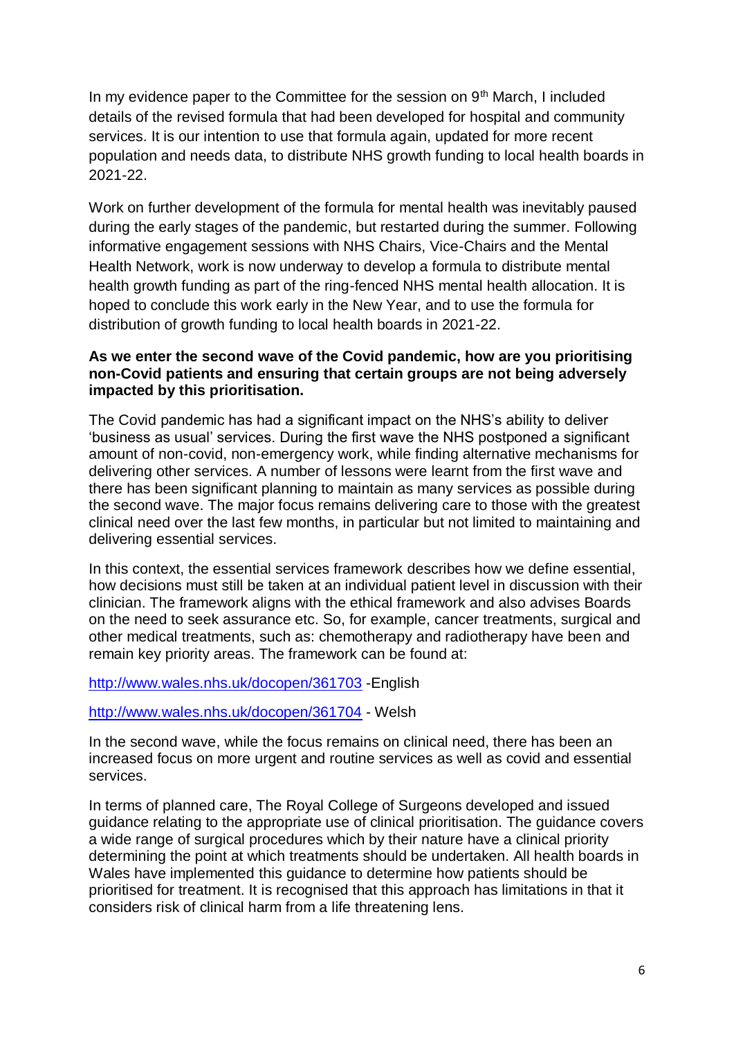In my evidence paper to the Committee for the session on 9th March, I included details of the revised formula that had been developed for hospital and community services. It is our intention to use that formula again, updated for more recent population and needs data, to distribute NHS growth funding to local health boards in 2021-22.

Work on further development of the formula for mental health was inevitably paused during the early stages of the pandemic, but restarted during the summer. Following informative engagement sessions with NHS Chairs, Vice-Chairs and the Mental Health Network, work is now underway to develop a formula to distribute mental health growth funding as part of the ring-fenced NHS mental health allocation. It is hoped to conclude this work early in the New Year, and to use the formula for distribution of growth funding to local health boards in 2021-22.

**As we enter the second wave of the Covid pandemic, how are you prioritising non-Covid patients and ensuring that certain groups are not being adversely impacted by this prioritisation.**

The Covid pandemic has had a significant impact on the NHS's ability to deliver 'business as usual' services. During the first wave the NHS postponed a significant amount of non-covid, non-emergency work, while finding alternative mechanisms for delivering other services. A number of lessons were learnt from the first wave and there has been significant planning to maintain as many services as possible during the second wave. The major focus remains delivering care to those with the greatest clinical need over the last few months, in particular but not limited to maintaining and delivering essential services.

In this context, the essential services framework describes how we define essential, how decisions must still be taken at an individual patient level in discussion with their clinician. The framework aligns with the ethical framework and also advises Boards on the need to seek assurance etc. So, for example, cancer treatments, surgical and other medical treatments, such as: chemotherapy and radiotherapy have been and remain key priority areas. The framework can be found at:

http://www.wales.nhs.uk/docopen/361703 -English

http://www.wales.nhs.uk/docopen/361704 - Welsh

In the second wave, while the focus remains on clinical need, there has been an increased focus on more urgent and routine services as well as covid and essential services.

In terms of planned care, The Royal College of Surgeons developed and issued guidance relating to the appropriate use of clinical prioritisation. The guidance covers a wide range of surgical procedures which by their nature have a clinical priority determining the point at which treatments should be undertaken. All health boards in Wales have implemented this guidance to determine how patients should be prioritised for treatment. It is recognised that this approach has limitations in that it considers risk of clinical harm from a life threatening lens.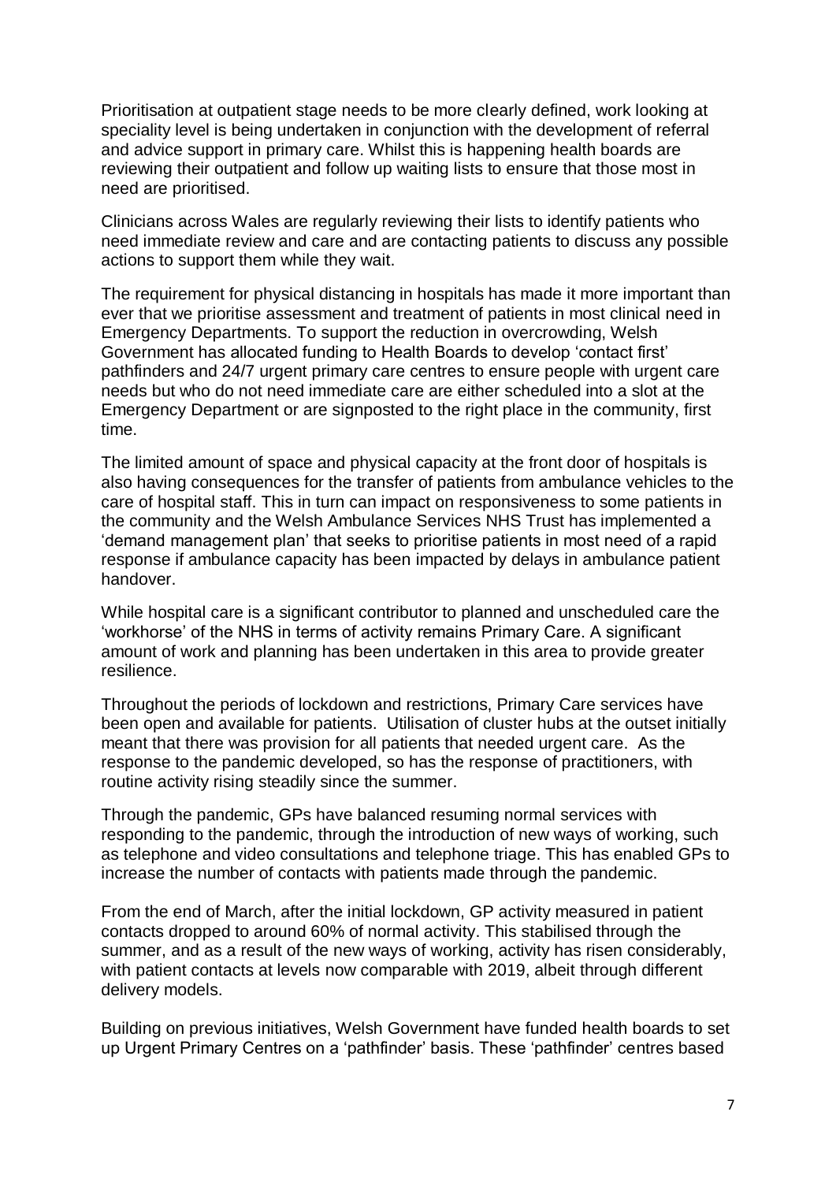Prioritisation at outpatient stage needs to be more clearly defined, work looking at speciality level is being undertaken in conjunction with the development of referral and advice support in primary care. Whilst this is happening health boards are reviewing their outpatient and follow up waiting lists to ensure that those most in need are prioritised.

Clinicians across Wales are regularly reviewing their lists to identify patients who need immediate review and care and are contacting patients to discuss any possible actions to support them while they wait.

The requirement for physical distancing in hospitals has made it more important than ever that we prioritise assessment and treatment of patients in most clinical need in Emergency Departments. To support the reduction in overcrowding, Welsh Government has allocated funding to Health Boards to develop 'contact first' pathfinders and 24/7 urgent primary care centres to ensure people with urgent care needs but who do not need immediate care are either scheduled into a slot at the Emergency Department or are signposted to the right place in the community, first time.

The limited amount of space and physical capacity at the front door of hospitals is also having consequences for the transfer of patients from ambulance vehicles to the care of hospital staff. This in turn can impact on responsiveness to some patients in the community and the Welsh Ambulance Services NHS Trust has implemented a 'demand management plan' that seeks to prioritise patients in most need of a rapid response if ambulance capacity has been impacted by delays in ambulance patient handover.

While hospital care is a significant contributor to planned and unscheduled care the 'workhorse' of the NHS in terms of activity remains Primary Care. A significant amount of work and planning has been undertaken in this area to provide greater resilience.

Throughout the periods of lockdown and restrictions, Primary Care services have been open and available for patients. Utilisation of cluster hubs at the outset initially meant that there was provision for all patients that needed urgent care. As the response to the pandemic developed, so has the response of practitioners, with routine activity rising steadily since the summer.

Through the pandemic, GPs have balanced resuming normal services with responding to the pandemic, through the introduction of new ways of working, such as telephone and video consultations and telephone triage. This has enabled GPs to increase the number of contacts with patients made through the pandemic.

From the end of March, after the initial lockdown, GP activity measured in patient contacts dropped to around 60% of normal activity. This stabilised through the summer, and as a result of the new ways of working, activity has risen considerably, with patient contacts at levels now comparable with 2019, albeit through different delivery models.

Building on previous initiatives, Welsh Government have funded health boards to set up Urgent Primary Centres on a 'pathfinder' basis. These 'pathfinder' centres based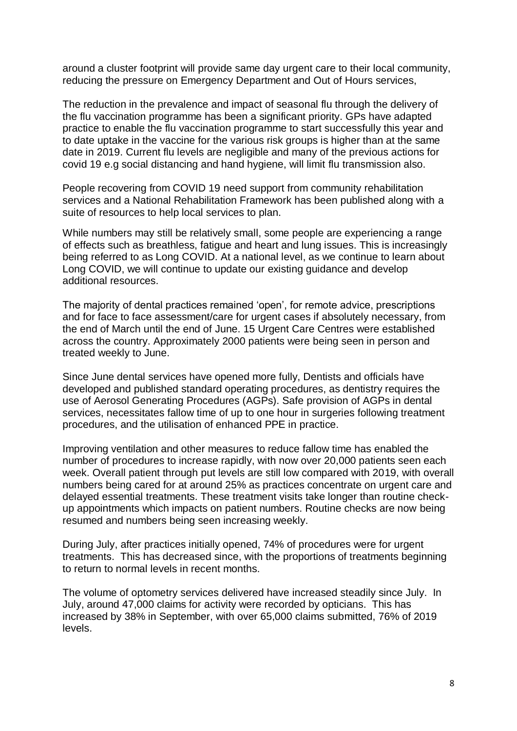around a cluster footprint will provide same day urgent care to their local community, reducing the pressure on Emergency Department and Out of Hours services,

The reduction in the prevalence and impact of seasonal flu through the delivery of the flu vaccination programme has been a significant priority. GPs have adapted practice to enable the flu vaccination programme to start successfully this year and to date uptake in the vaccine for the various risk groups is higher than at the same date in 2019. Current flu levels are negligible and many of the previous actions for covid 19 e.g social distancing and hand hygiene, will limit flu transmission also.

People recovering from COVID 19 need support from community rehabilitation services and a National Rehabilitation Framework has been published along with a suite of resources to help local services to plan.

While numbers may still be relatively small, some people are experiencing a range of effects such as breathless, fatigue and heart and lung issues. This is increasingly being referred to as Long COVID. At a national level, as we continue to learn about Long COVID, we will continue to update our existing guidance and develop additional resources.

The majority of dental practices remained 'open', for remote advice, prescriptions and for face to face assessment/care for urgent cases if absolutely necessary, from the end of March until the end of June. 15 Urgent Care Centres were established across the country. Approximately 2000 patients were being seen in person and treated weekly to June.

Since June dental services have opened more fully, Dentists and officials have developed and published standard operating procedures, as dentistry requires the use of Aerosol Generating Procedures (AGPs). Safe provision of AGPs in dental services, necessitates fallow time of up to one hour in surgeries following treatment procedures, and the utilisation of enhanced PPE in practice.

Improving ventilation and other measures to reduce fallow time has enabled the number of procedures to increase rapidly, with now over 20,000 patients seen each week. Overall patient through put levels are still low compared with 2019, with overall numbers being cared for at around 25% as practices concentrate on urgent care and delayed essential treatments. These treatment visits take longer than routine check-up appointments which impacts on patient numbers. Routine checks are now being resumed and numbers being seen increasing weekly.

During July, after practices initially opened, 74% of procedures were for urgent treatments. This has decreased since, with the proportions of treatments beginning to return to normal levels in recent months.

The volume of optometry services delivered have increased steadily since July. In July, around 47,000 claims for activity were recorded by opticians. This has increased by 38% in September, with over 65,000 claims submitted, 76% of 2019 levels.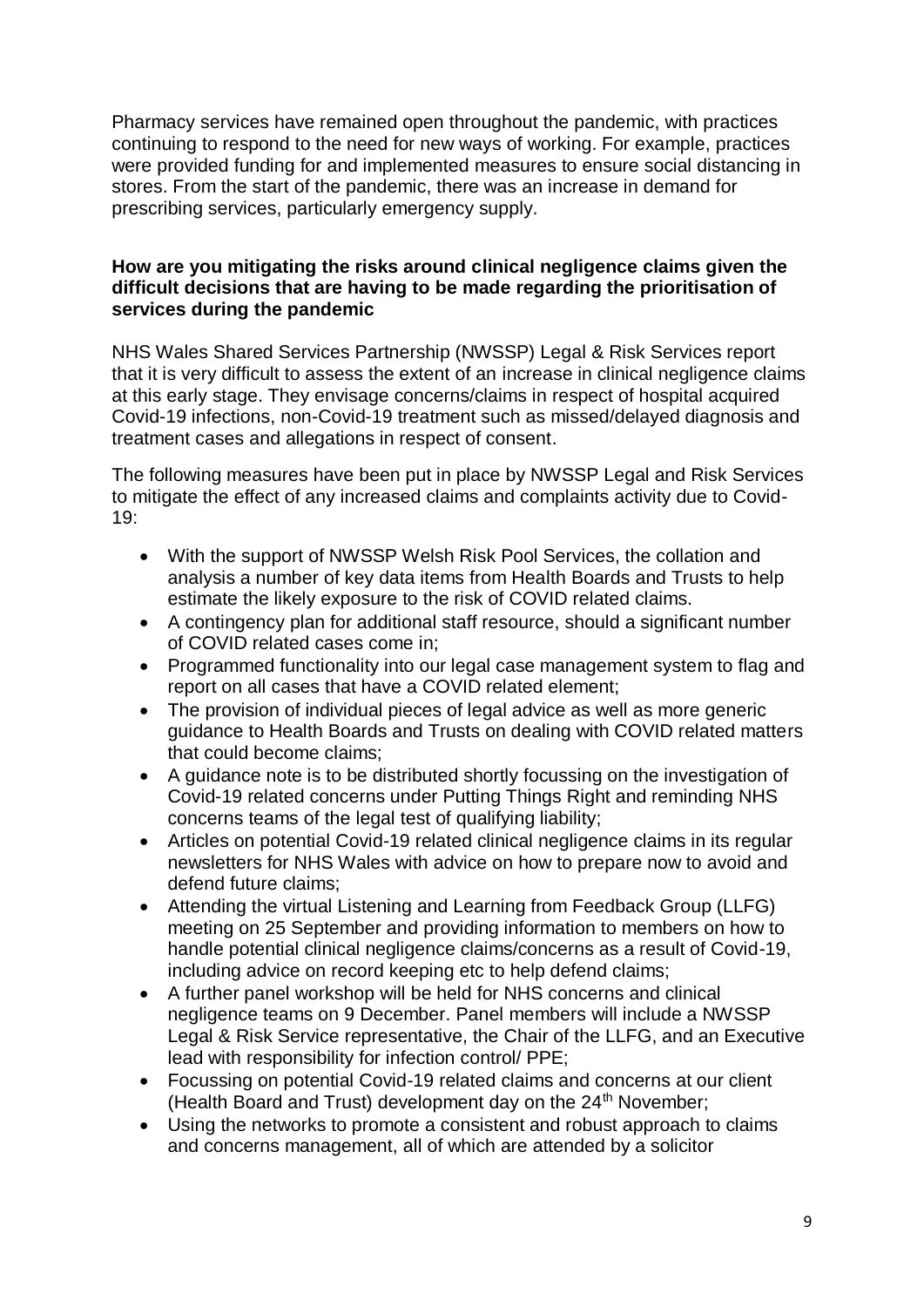Pharmacy services have remained open throughout the pandemic, with practices continuing to respond to the need for new ways of working. For example, practices were provided funding for and implemented measures to ensure social distancing in stores. From the start of the pandemic, there was an increase in demand for prescribing services, particularly emergency supply.

**How are you mitigating the risks around clinical negligence claims given the difficult decisions that are having to be made regarding the prioritisation of services during the pandemic**

NHS Wales Shared Services Partnership (NWSSP) Legal & Risk Services report that it is very difficult to assess the extent of an increase in clinical negligence claims at this early stage. They envisage concerns/claims in respect of hospital acquired Covid-19 infections, non-Covid-19 treatment such as missed/delayed diagnosis and treatment cases and allegations in respect of consent.

The following measures have been put in place by NWSSP Legal and Risk Services to mitigate the effect of any increased claims and complaints activity due to Covid-19:

- With the support of NWSSP Welsh Risk Pool Services, the collation and analysis a number of key data items from Health Boards and Trusts to help estimate the likely exposure to the risk of COVID related claims.
- A contingency plan for additional staff resource, should a significant number of COVID related cases come in;
- Programmed functionality into our legal case management system to flag and report on all cases that have a COVID related element;
- The provision of individual pieces of legal advice as well as more generic guidance to Health Boards and Trusts on dealing with COVID related matters that could become claims;
- A guidance note is to be distributed shortly focussing on the investigation of Covid-19 related concerns under Putting Things Right and reminding NHS concerns teams of the legal test of qualifying liability;
- Articles on potential Covid-19 related clinical negligence claims in its regular newsletters for NHS Wales with advice on how to prepare now to avoid and defend future claims;
- Attending the virtual Listening and Learning from Feedback Group (LLFG) meeting on 25 September and providing information to members on how to handle potential clinical negligence claims/concerns as a result of Covid-19, including advice on record keeping etc to help defend claims;
- A further panel workshop will be held for NHS concerns and clinical negligence teams on 9 December. Panel members will include a NWSSP Legal & Risk Service representative, the Chair of the LLFG, and an Executive lead with responsibility for infection control/ PPE;
- Focussing on potential Covid-19 related claims and concerns at our client (Health Board and Trust) development day on the 24th November;
- Using the networks to promote a consistent and robust approach to claims and concerns management, all of which are attended by a solicitor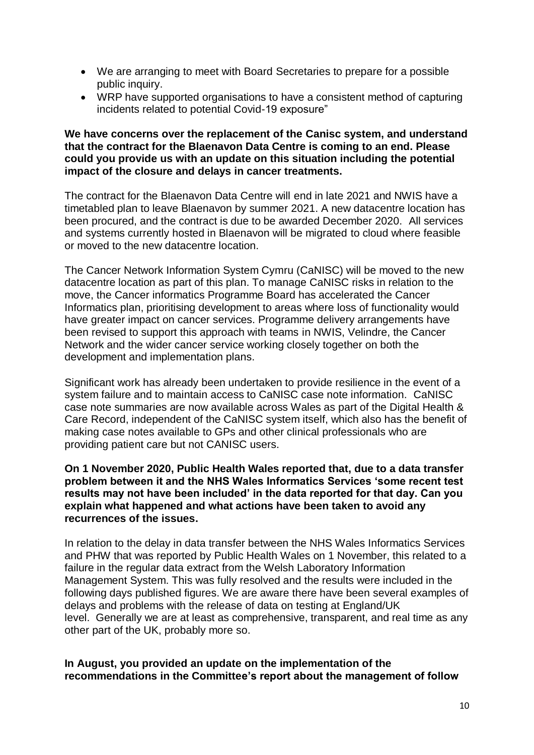- We are arranging to meet with Board Secretaries to prepare for a possible public inquiry.
- WRP have supported organisations to have a consistent method of capturing incidents related to potential Covid-19 exposure"

**We have concerns over the replacement of the Canisc system, and understand that the contract for the Blaenavon Data Centre is coming to an end. Please could you provide us with an update on this situation including the potential impact of the closure and delays in cancer treatments.**

The contract for the Blaenavon Data Centre will end in late 2021 and NWIS have a timetabled plan to leave Blaenavon by summer 2021. A new datacentre location has been procured, and the contract is due to be awarded December 2020. All services and systems currently hosted in Blaenavon will be migrated to cloud where feasible or moved to the new datacentre location.

The Cancer Network Information System Cymru (CaNISC) will be moved to the new datacentre location as part of this plan. To manage CaNISC risks in relation to the move, the Cancer informatics Programme Board has accelerated the Cancer Informatics plan, prioritising development to areas where loss of functionality would have greater impact on cancer services. Programme delivery arrangements have been revised to support this approach with teams in NWIS, Velindre, the Cancer Network and the wider cancer service working closely together on both the development and implementation plans.

Significant work has already been undertaken to provide resilience in the event of a system failure and to maintain access to CaNISC case note information. CaNISC case note summaries are now available across Wales as part of the Digital Health & Care Record, independent of the CaNISC system itself, which also has the benefit of making case notes available to GPs and other clinical professionals who are providing patient care but not CANISC users.

**On 1 November 2020, Public Health Wales reported that, due to a data transfer problem between it and the NHS Wales Informatics Services 'some recent test results may not have been included' in the data reported for that day. Can you explain what happened and what actions have been taken to avoid any recurrences of the issues.**

In relation to the delay in data transfer between the NHS Wales Informatics Services and PHW that was reported by Public Health Wales on 1 November, this related to a failure in the regular data extract from the Welsh Laboratory Information Management System. This was fully resolved and the results were included in the following days published figures. We are aware there have been several examples of delays and problems with the release of data on testing at England/UK level. Generally we are at least as comprehensive, transparent, and real time as any other part of the UK, probably more so.

**In August, you provided an update on the implementation of the recommendations in the Committee's report about the management of follow**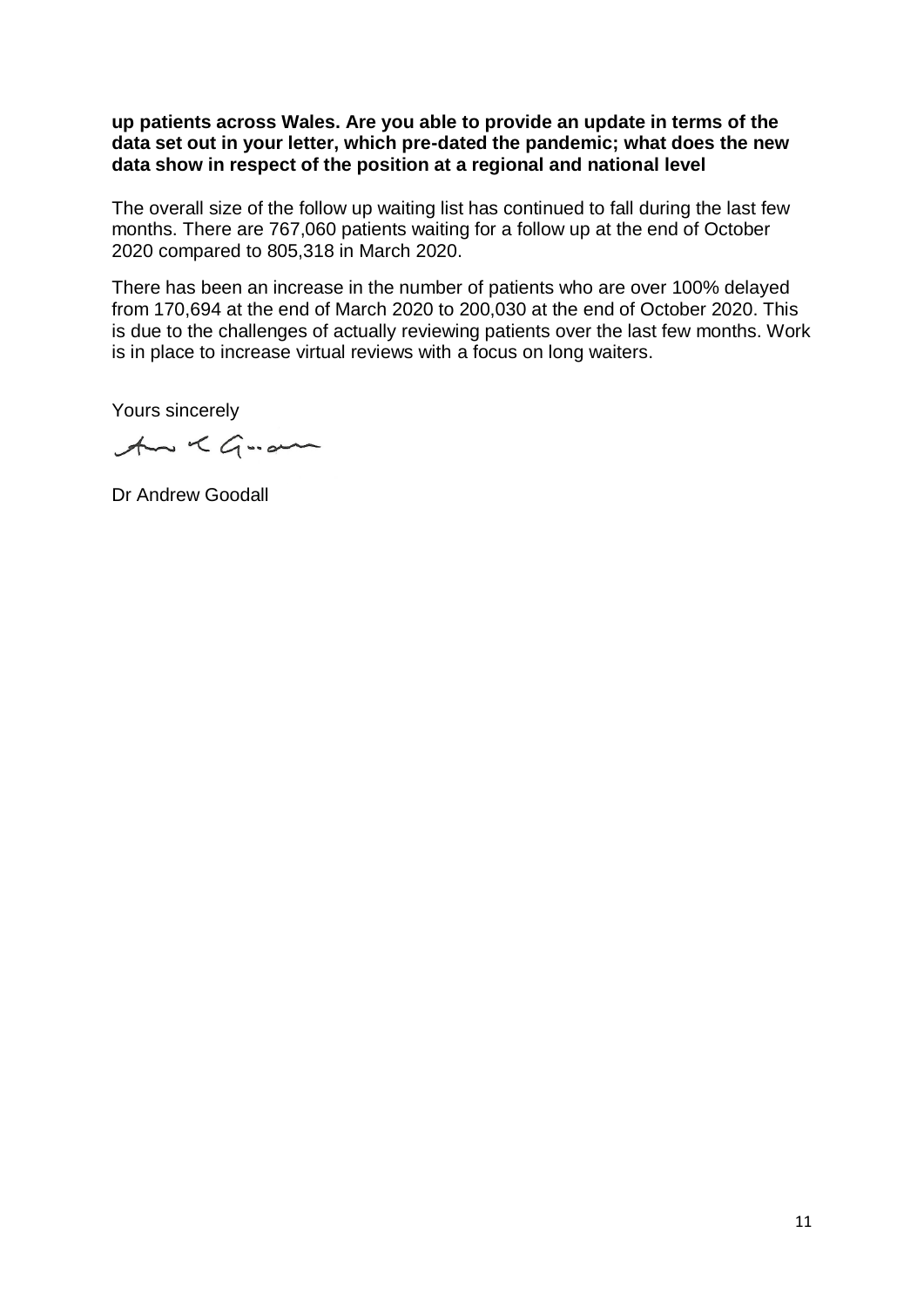**up patients across Wales. Are you able to provide an update in terms of the data set out in your letter, which pre-dated the pandemic; what does the new data show in respect of the position at a regional and national level**

The overall size of the follow up waiting list has continued to fall during the last few months. There are 767,060 patients waiting for a follow up at the end of October 2020 compared to 805,318 in March 2020.

There has been an increase in the number of patients who are over 100% delayed from 170,694 at the end of March 2020 to 200,030 at the end of October 2020. This is due to the challenges of actually reviewing patients over the last few months. Work is in place to increase virtual reviews with a focus on long waiters.

Yours sincerely

Dr Andrew Goodall